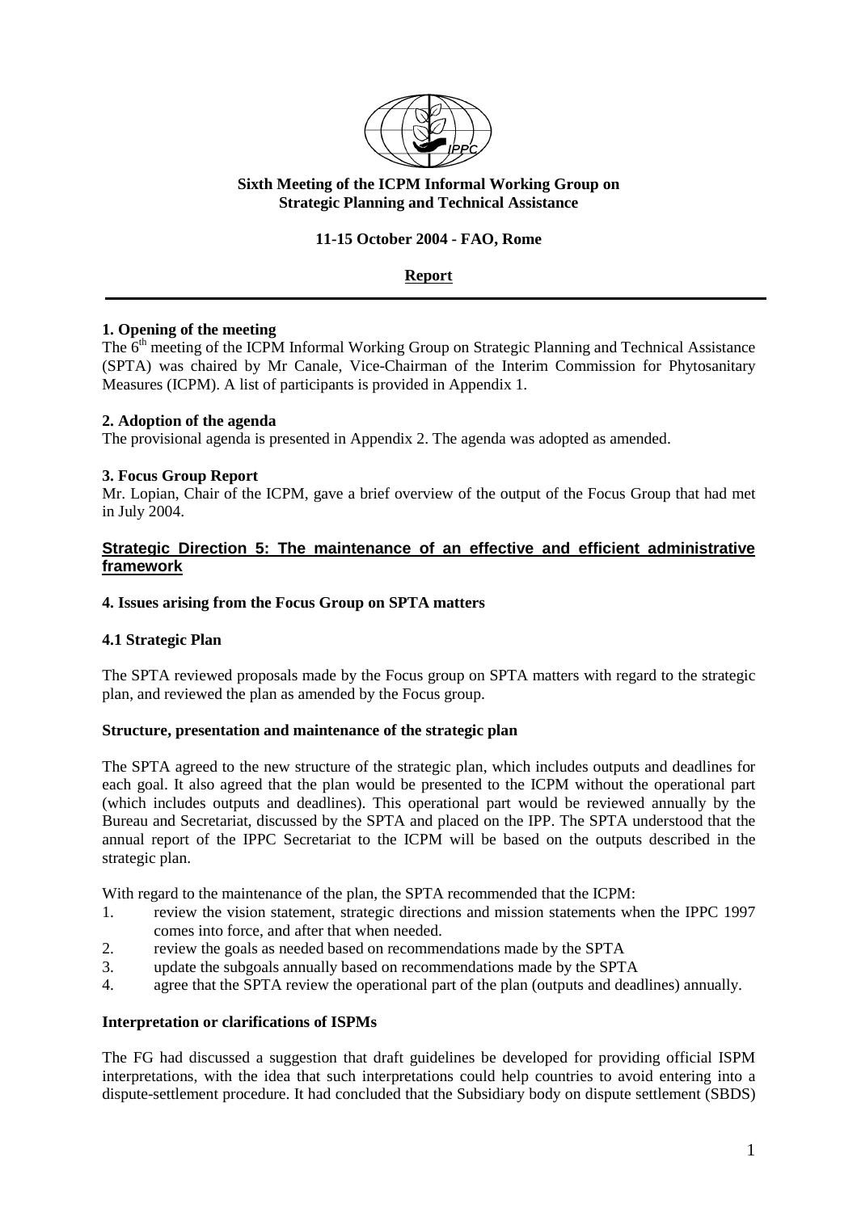**Sixth Meeting of the ICPM Informal Working Group on Strategic Planning and Technical Assistance**

**11-15 October 2004 - FAO, Rome**

**Report**

### 1. Opening of the meeting

The 6th meeting of the ICPM Informal Working Group on Strategic Planning and Technical Assistance (SPTA) was chaired by Mr Canale, Vice-Chairman of the Interim Commission for Phytosanitary Measures (ICPM). A list of participants is provided in Appendix 1.

### 2. Adoption of the agenda

The provisional agenda is presented in Appendix 2. The agenda was adopted as amended.

### 3. Focus Group Report

Mr. Lopian, Chair of the ICPM, gave a brief overview of the output of the Focus Group that had met in July 2004.

## Strategic Direction 5: The maintenance of an effective and efficient administrative framework

### 4. Issues arising from the Focus Group on SPTA matters

### 4.1 Strategic Plan

The SPTA reviewed proposals made by the Focus group on SPTA matters with regard to the strategic plan, and reviewed the plan as amended by the Focus group.

**Structure, presentation and maintenance of the strategic plan**

The SPTA agreed to the new structure of the strategic plan, which includes outputs and deadlines for each goal. It also agreed that the plan would be presented to the ICPM without the operational part (which includes outputs and deadlines). This operational part would be reviewed annually by the Bureau and Secretariat, discussed by the SPTA and placed on the IPP. The SPTA understood that the annual report of the IPPC Secretariat to the ICPM will be based on the outputs described in the strategic plan.

With regard to the maintenance of the plan, the SPTA recommended that the ICPM:

1. review the vision statement, strategic directions and mission statements when the IPPC 1997 comes into force, and after that when needed.
2. review the goals as needed based on recommendations made by the SPTA
3. update the subgoals annually based on recommendations made by the SPTA
4. agree that the SPTA review the operational part of the plan (outputs and deadlines) annually.

**Interpretation or clarifications of ISPMs**

The FG had discussed a suggestion that draft guidelines be developed for providing official ISPM interpretations, with the idea that such interpretations could help countries to avoid entering into a dispute-settlement procedure. It had concluded that the Subsidiary body on dispute settlement (SBDS)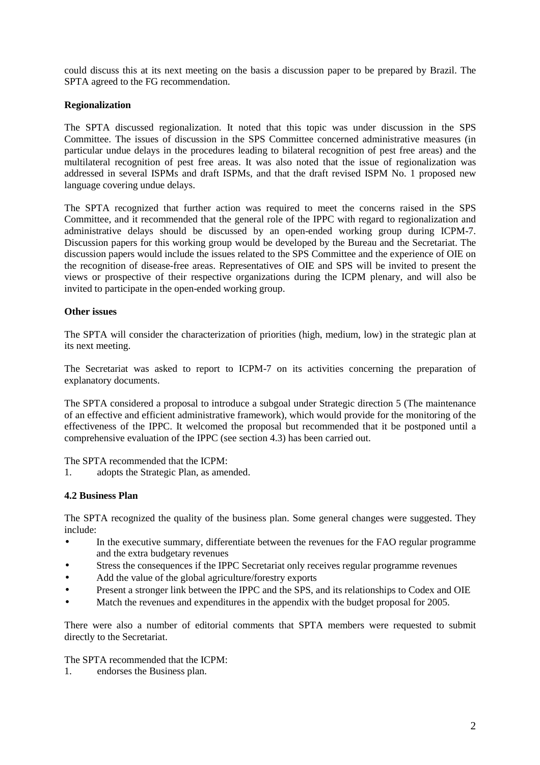could discuss this at its next meeting on the basis a discussion paper to be prepared by Brazil. The SPTA agreed to the FG recommendation.

**Regionalization**

The SPTA discussed regionalization. It noted that this topic was under discussion in the SPS Committee. The issues of discussion in the SPS Committee concerned administrative measures (in particular undue delays in the procedures leading to bilateral recognition of pest free areas) and the multilateral recognition of pest free areas. It was also noted that the issue of regionalization was addressed in several ISPMs and draft ISPMs, and that the draft revised ISPM No. 1 proposed new language covering undue delays.

The SPTA recognized that further action was required to meet the concerns raised in the SPS Committee, and it recommended that the general role of the IPPC with regard to regionalization and administrative delays should be discussed by an open-ended working group during ICPM-7. Discussion papers for this working group would be developed by the Bureau and the Secretariat. The discussion papers would include the issues related to the SPS Committee and the experience of OIE on the recognition of disease-free areas. Representatives of OIE and SPS will be invited to present the views or prospective of their respective organizations during the ICPM plenary, and will also be invited to participate in the open-ended working group.

**Other issues**

The SPTA will consider the characterization of priorities (high, medium, low) in the strategic plan at its next meeting.

The Secretariat was asked to report to ICPM-7 on its activities concerning the preparation of explanatory documents.

The SPTA considered a proposal to introduce a subgoal under Strategic direction 5 (The maintenance of an effective and efficient administrative framework), which would provide for the monitoring of the effectiveness of the IPPC. It welcomed the proposal but recommended that it be postponed until a comprehensive evaluation of the IPPC (see section 4.3) has been carried out.

The SPTA recommended that the ICPM:
1. adopts the Strategic Plan, as amended.

**4.2 Business Plan**

The SPTA recognized the quality of the business plan. Some general changes were suggested. They include:

- In the executive summary, differentiate between the revenues for the FAO regular programme and the extra budgetary revenues
- Stress the consequences if the IPPC Secretariat only receives regular programme revenues
- Add the value of the global agriculture/forestry exports
- Present a stronger link between the IPPC and the SPS, and its relationships to Codex and OIE
- Match the revenues and expenditures in the appendix with the budget proposal for 2005.

There were also a number of editorial comments that SPTA members were requested to submit directly to the Secretariat.

The SPTA recommended that the ICPM:
1. endorses the Business plan.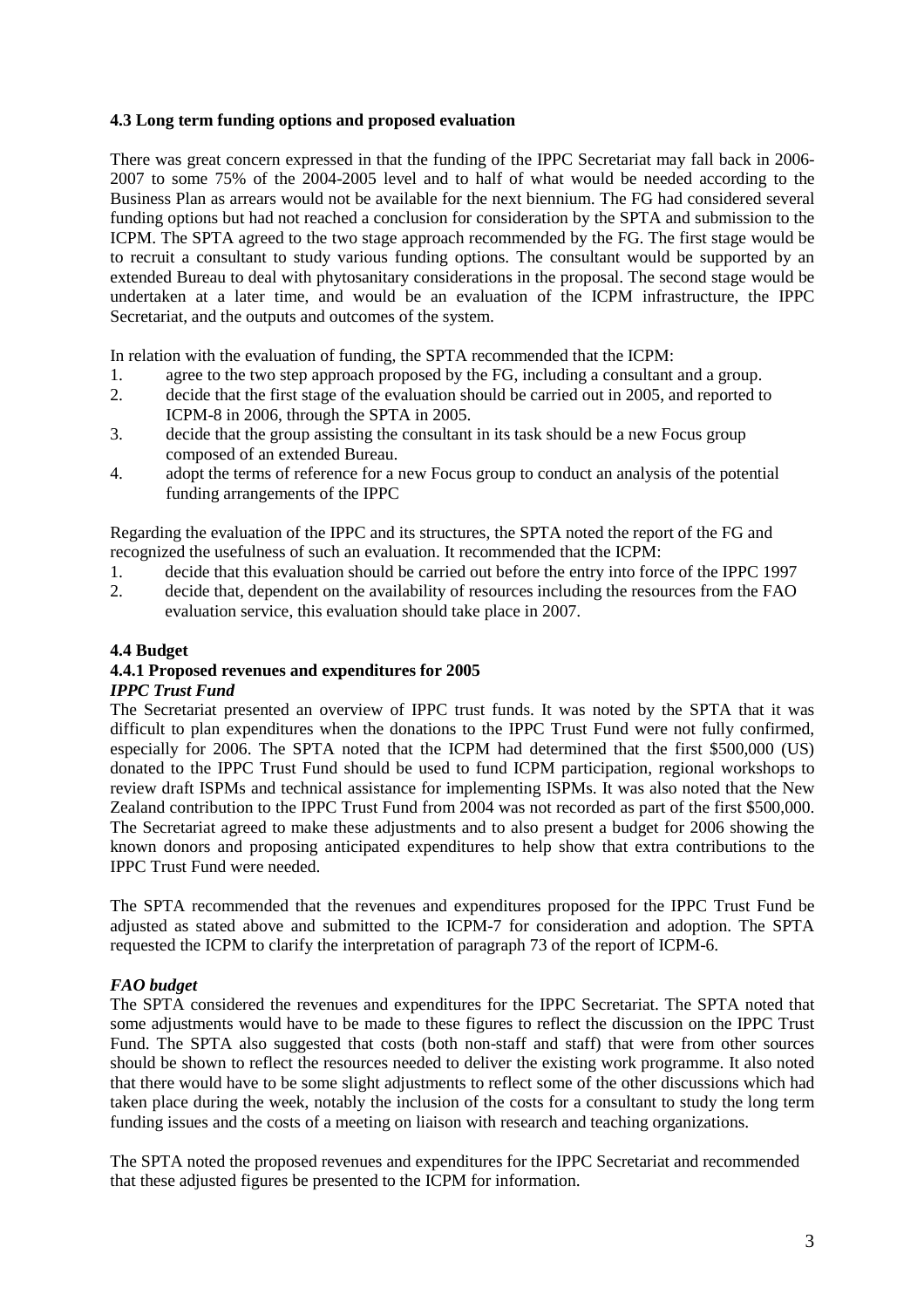### 4.3 Long term funding options and proposed evaluation

There was great concern expressed in that the funding of the IPPC Secretariat may fall back in 2006-2007 to some 75% of the 2004-2005 level and to half of what would be needed according to the Business Plan as arrears would not be available for the next biennium. The FG had considered several funding options but had not reached a conclusion for consideration by the SPTA and submission to the ICPM. The SPTA agreed to the two stage approach recommended by the FG. The first stage would be to recruit a consultant to study various funding options. The consultant would be supported by an extended Bureau to deal with phytosanitary considerations in the proposal. The second stage would be undertaken at a later time, and would be an evaluation of the ICPM infrastructure, the IPPC Secretariat, and the outputs and outcomes of the system.

In relation with the evaluation of funding, the SPTA recommended that the ICPM:

1. agree to the two step approach proposed by the FG, including a consultant and a group.
2. decide that the first stage of the evaluation should be carried out in 2005, and reported to ICPM-8 in 2006, through the SPTA in 2005.
3. decide that the group assisting the consultant in its task should be a new Focus group composed of an extended Bureau.
4. adopt the terms of reference for a new Focus group to conduct an analysis of the potential funding arrangements of the IPPC

Regarding the evaluation of the IPPC and its structures, the SPTA noted the report of the FG and recognized the usefulness of such an evaluation. It recommended that the ICPM:

1. decide that this evaluation should be carried out before the entry into force of the IPPC 1997
2. decide that, dependent on the availability of resources including the resources from the FAO evaluation service, this evaluation should take place in 2007.

### 4.4 Budget

#### 4.4.1 Proposed revenues and expenditures for 2005

***IPPC Trust Fund***

The Secretariat presented an overview of IPPC trust funds. It was noted by the SPTA that it was difficult to plan expenditures when the donations to the IPPC Trust Fund were not fully confirmed, especially for 2006. The SPTA noted that the ICPM had determined that the first \$500,000 (US) donated to the IPPC Trust Fund should be used to fund ICPM participation, regional workshops to review draft ISPMs and technical assistance for implementing ISPMs. It was also noted that the New Zealand contribution to the IPPC Trust Fund from 2004 was not recorded as part of the first \$500,000. The Secretariat agreed to make these adjustments and to also present a budget for 2006 showing the known donors and proposing anticipated expenditures to help show that extra contributions to the IPPC Trust Fund were needed.

The SPTA recommended that the revenues and expenditures proposed for the IPPC Trust Fund be adjusted as stated above and submitted to the ICPM-7 for consideration and adoption. The SPTA requested the ICPM to clarify the interpretation of paragraph 73 of the report of ICPM-6.

***FAO budget***

The SPTA considered the revenues and expenditures for the IPPC Secretariat. The SPTA noted that some adjustments would have to be made to these figures to reflect the discussion on the IPPC Trust Fund. The SPTA also suggested that costs (both non-staff and staff) that were from other sources should be shown to reflect the resources needed to deliver the existing work programme. It also noted that there would have to be some slight adjustments to reflect some of the other discussions which had taken place during the week, notably the inclusion of the costs for a consultant to study the long term funding issues and the costs of a meeting on liaison with research and teaching organizations.

The SPTA noted the proposed revenues and expenditures for the IPPC Secretariat and recommended that these adjusted figures be presented to the ICPM for information.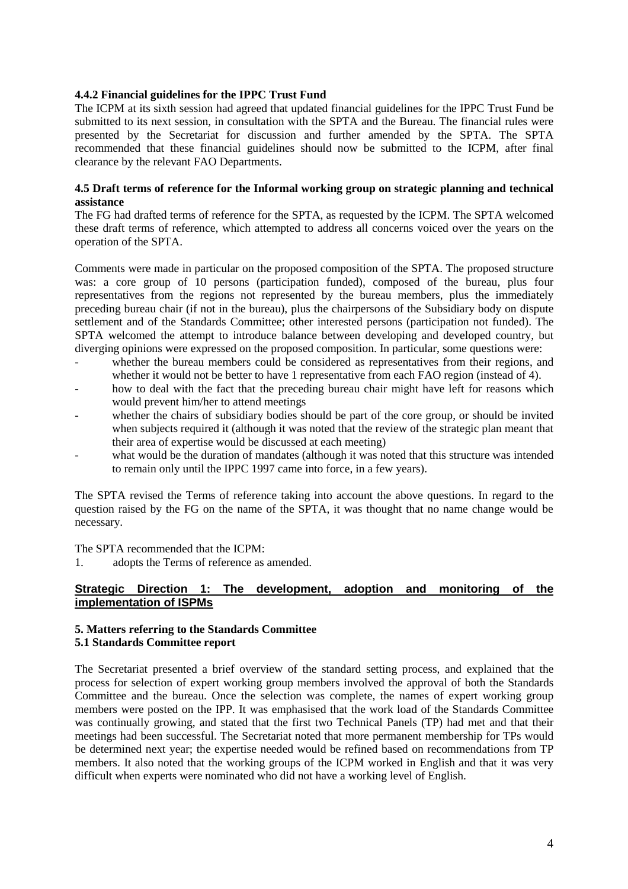### 4.4.2 Financial guidelines for the IPPC Trust Fund

The ICPM at its sixth session had agreed that updated financial guidelines for the IPPC Trust Fund be submitted to its next session, in consultation with the SPTA and the Bureau. The financial rules were presented by the Secretariat for discussion and further amended by the SPTA. The SPTA recommended that these financial guidelines should now be submitted to the ICPM, after final clearance by the relevant FAO Departments.

### 4.5 Draft terms of reference for the Informal working group on strategic planning and technical assistance

The FG had drafted terms of reference for the SPTA, as requested by the ICPM. The SPTA welcomed these draft terms of reference, which attempted to address all concerns voiced over the years on the operation of the SPTA.

Comments were made in particular on the proposed composition of the SPTA. The proposed structure was: a core group of 10 persons (participation funded), composed of the bureau, plus four representatives from the regions not represented by the bureau members, plus the immediately preceding bureau chair (if not in the bureau), plus the chairpersons of the Subsidiary body on dispute settlement and of the Standards Committee; other interested persons (participation not funded). The SPTA welcomed the attempt to introduce balance between developing and developed country, but diverging opinions were expressed on the proposed composition. In particular, some questions were:

- whether the bureau members could be considered as representatives from their regions, and whether it would not be better to have 1 representative from each FAO region (instead of 4).
- how to deal with the fact that the preceding bureau chair might have left for reasons which would prevent him/her to attend meetings
- whether the chairs of subsidiary bodies should be part of the core group, or should be invited when subjects required it (although it was noted that the review of the strategic plan meant that their area of expertise would be discussed at each meeting)
- what would be the duration of mandates (although it was noted that this structure was intended to remain only until the IPPC 1997 came into force, in a few years).

The SPTA revised the Terms of reference taking into account the above questions. In regard to the question raised by the FG on the name of the SPTA, it was thought that no name change would be necessary.

The SPTA recommended that the ICPM:

1. adopts the Terms of reference as amended.

## Strategic Direction 1: The development, adoption and monitoring of the implementation of ISPMs

### 5. Matters referring to the Standards Committee

### 5.1 Standards Committee report

The Secretariat presented a brief overview of the standard setting process, and explained that the process for selection of expert working group members involved the approval of both the Standards Committee and the bureau. Once the selection was complete, the names of expert working group members were posted on the IPP. It was emphasised that the work load of the Standards Committee was continually growing, and stated that the first two Technical Panels (TP) had met and that their meetings had been successful. The Secretariat noted that more permanent membership for TPs would be determined next year; the expertise needed would be refined based on recommendations from TP members. It also noted that the working groups of the ICPM worked in English and that it was very difficult when experts were nominated who did not have a working level of English.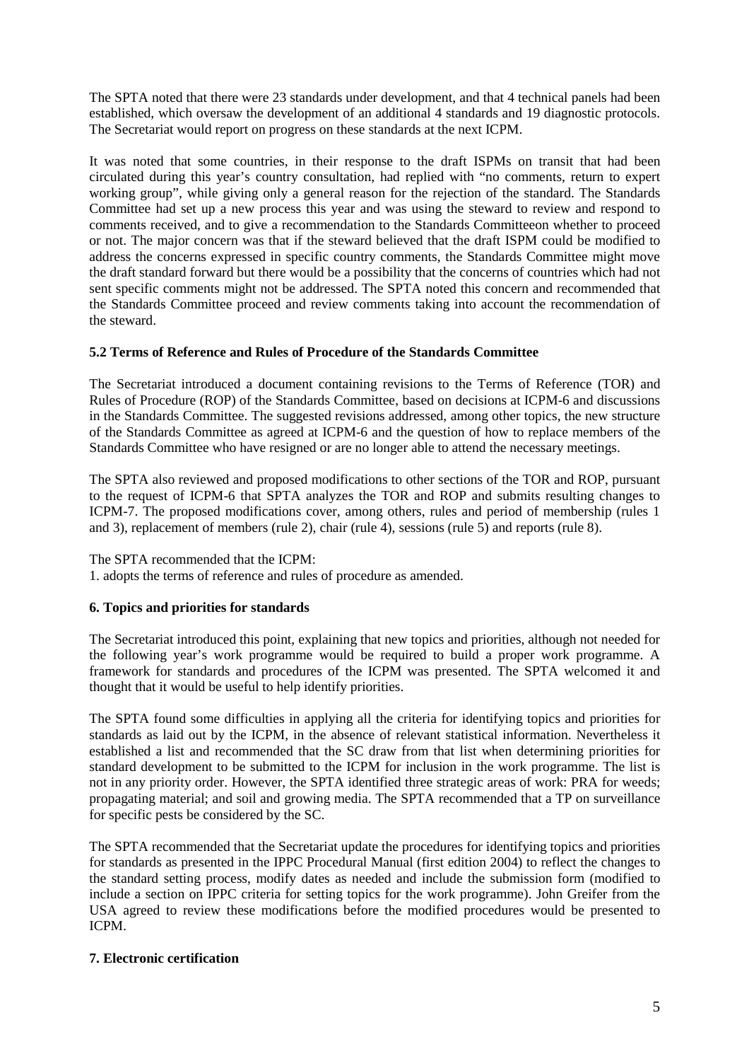The SPTA noted that there were 23 standards under development, and that 4 technical panels had been established, which oversaw the development of an additional 4 standards and 19 diagnostic protocols. The Secretariat would report on progress on these standards at the next ICPM.

It was noted that some countries, in their response to the draft ISPMs on transit that had been circulated during this year's country consultation, had replied with "no comments, return to expert working group", while giving only a general reason for the rejection of the standard. The Standards Committee had set up a new process this year and was using the steward to review and respond to comments received, and to give a recommendation to the Standards Committeeon whether to proceed or not. The major concern was that if the steward believed that the draft ISPM could be modified to address the concerns expressed in specific country comments, the Standards Committee might move the draft standard forward but there would be a possibility that the concerns of countries which had not sent specific comments might not be addressed. The SPTA noted this concern and recommended that the Standards Committee proceed and review comments taking into account the recommendation of the steward.

### 5.2 Terms of Reference and Rules of Procedure of the Standards Committee

The Secretariat introduced a document containing revisions to the Terms of Reference (TOR) and Rules of Procedure (ROP) of the Standards Committee, based on decisions at ICPM-6 and discussions in the Standards Committee. The suggested revisions addressed, among other topics, the new structure of the Standards Committee as agreed at ICPM-6 and the question of how to replace members of the Standards Committee who have resigned or are no longer able to attend the necessary meetings.

The SPTA also reviewed and proposed modifications to other sections of the TOR and ROP, pursuant to the request of ICPM-6 that SPTA analyzes the TOR and ROP and submits resulting changes to ICPM-7. The proposed modifications cover, among others, rules and period of membership (rules 1 and 3), replacement of members (rule 2), chair (rule 4), sessions (rule 5) and reports (rule 8).

The SPTA recommended that the ICPM:
1. adopts the terms of reference and rules of procedure as amended.

### 6. Topics and priorities for standards

The Secretariat introduced this point, explaining that new topics and priorities, although not needed for the following year's work programme would be required to build a proper work programme. A framework for standards and procedures of the ICPM was presented. The SPTA welcomed it and thought that it would be useful to help identify priorities.

The SPTA found some difficulties in applying all the criteria for identifying topics and priorities for standards as laid out by the ICPM, in the absence of relevant statistical information. Nevertheless it established a list and recommended that the SC draw from that list when determining priorities for standard development to be submitted to the ICPM for inclusion in the work programme. The list is not in any priority order. However, the SPTA identified three strategic areas of work: PRA for weeds; propagating material; and soil and growing media. The SPTA recommended that a TP on surveillance for specific pests be considered by the SC.

The SPTA recommended that the Secretariat update the procedures for identifying topics and priorities for standards as presented in the IPPC Procedural Manual (first edition 2004) to reflect the changes to the standard setting process, modify dates as needed and include the submission form (modified to include a section on IPPC criteria for setting topics for the work programme). John Greifer from the USA agreed to review these modifications before the modified procedures would be presented to ICPM.

### 7. Electronic certification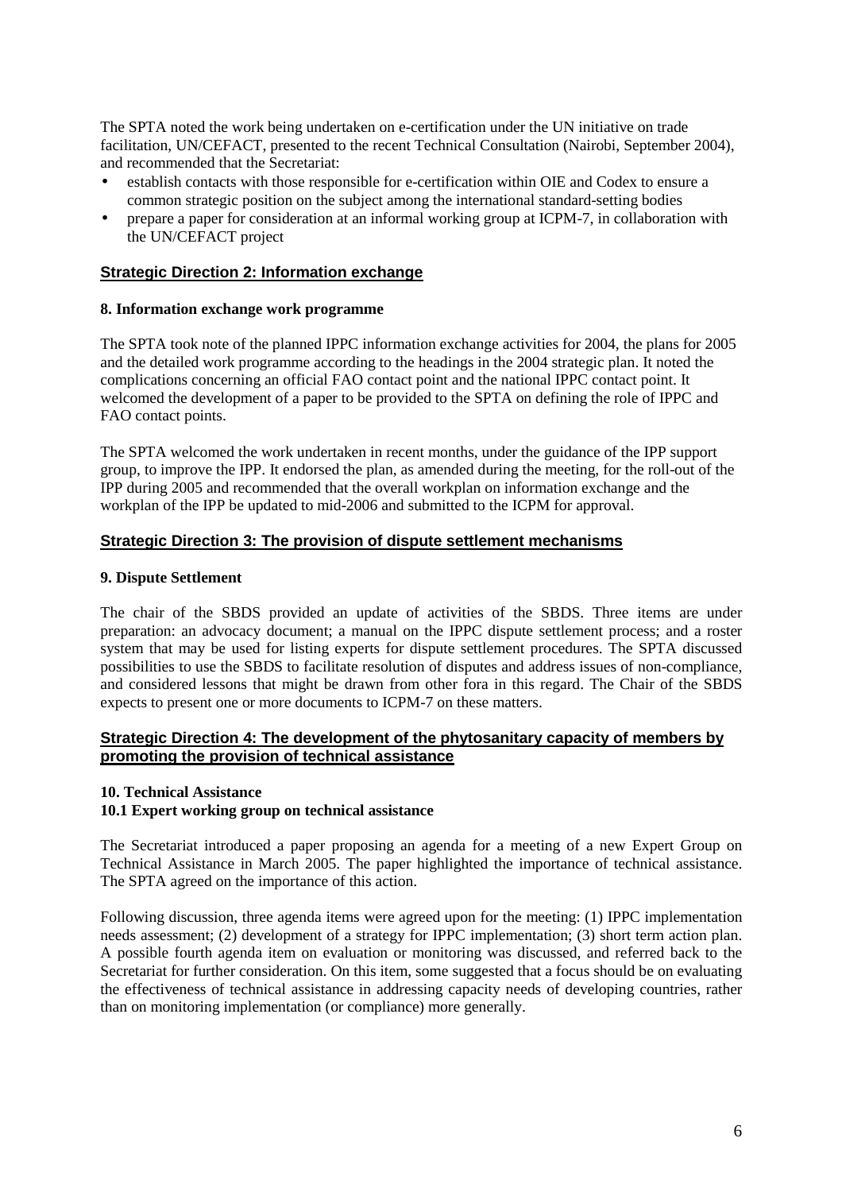The SPTA noted the work being undertaken on e-certification under the UN initiative on trade facilitation, UN/CEFACT, presented to the recent Technical Consultation (Nairobi, September 2004), and recommended that the Secretariat:

- establish contacts with those responsible for e-certification within OIE and Codex to ensure a common strategic position on the subject among the international standard-setting bodies
- prepare a paper for consideration at an informal working group at ICPM-7, in collaboration with the UN/CEFACT project

## Strategic Direction 2: Information exchange

### 8. Information exchange work programme

The SPTA took note of the planned IPPC information exchange activities for 2004, the plans for 2005 and the detailed work programme according to the headings in the 2004 strategic plan. It noted the complications concerning an official FAO contact point and the national IPPC contact point. It welcomed the development of a paper to be provided to the SPTA on defining the role of IPPC and FAO contact points.

The SPTA welcomed the work undertaken in recent months, under the guidance of the IPP support group, to improve the IPP. It endorsed the plan, as amended during the meeting, for the roll-out of the IPP during 2005 and recommended that the overall workplan on information exchange and the workplan of the IPP be updated to mid-2006 and submitted to the ICPM for approval.

## Strategic Direction 3: The provision of dispute settlement mechanisms

### 9. Dispute Settlement

The chair of the SBDS provided an update of activities of the SBDS. Three items are under preparation: an advocacy document; a manual on the IPPC dispute settlement process; and a roster system that may be used for listing experts for dispute settlement procedures. The SPTA discussed possibilities to use the SBDS to facilitate resolution of disputes and address issues of non-compliance, and considered lessons that might be drawn from other fora in this regard. The Chair of the SBDS expects to present one or more documents to ICPM-7 on these matters.

## Strategic Direction 4: The development of the phytosanitary capacity of members by promoting the provision of technical assistance

### 10. Technical Assistance

#### 10.1 Expert working group on technical assistance

The Secretariat introduced a paper proposing an agenda for a meeting of a new Expert Group on Technical Assistance in March 2005. The paper highlighted the importance of technical assistance. The SPTA agreed on the importance of this action.

Following discussion, three agenda items were agreed upon for the meeting: (1) IPPC implementation needs assessment; (2) development of a strategy for IPPC implementation; (3) short term action plan. A possible fourth agenda item on evaluation or monitoring was discussed, and referred back to the Secretariat for further consideration. On this item, some suggested that a focus should be on evaluating the effectiveness of technical assistance in addressing capacity needs of developing countries, rather than on monitoring implementation (or compliance) more generally.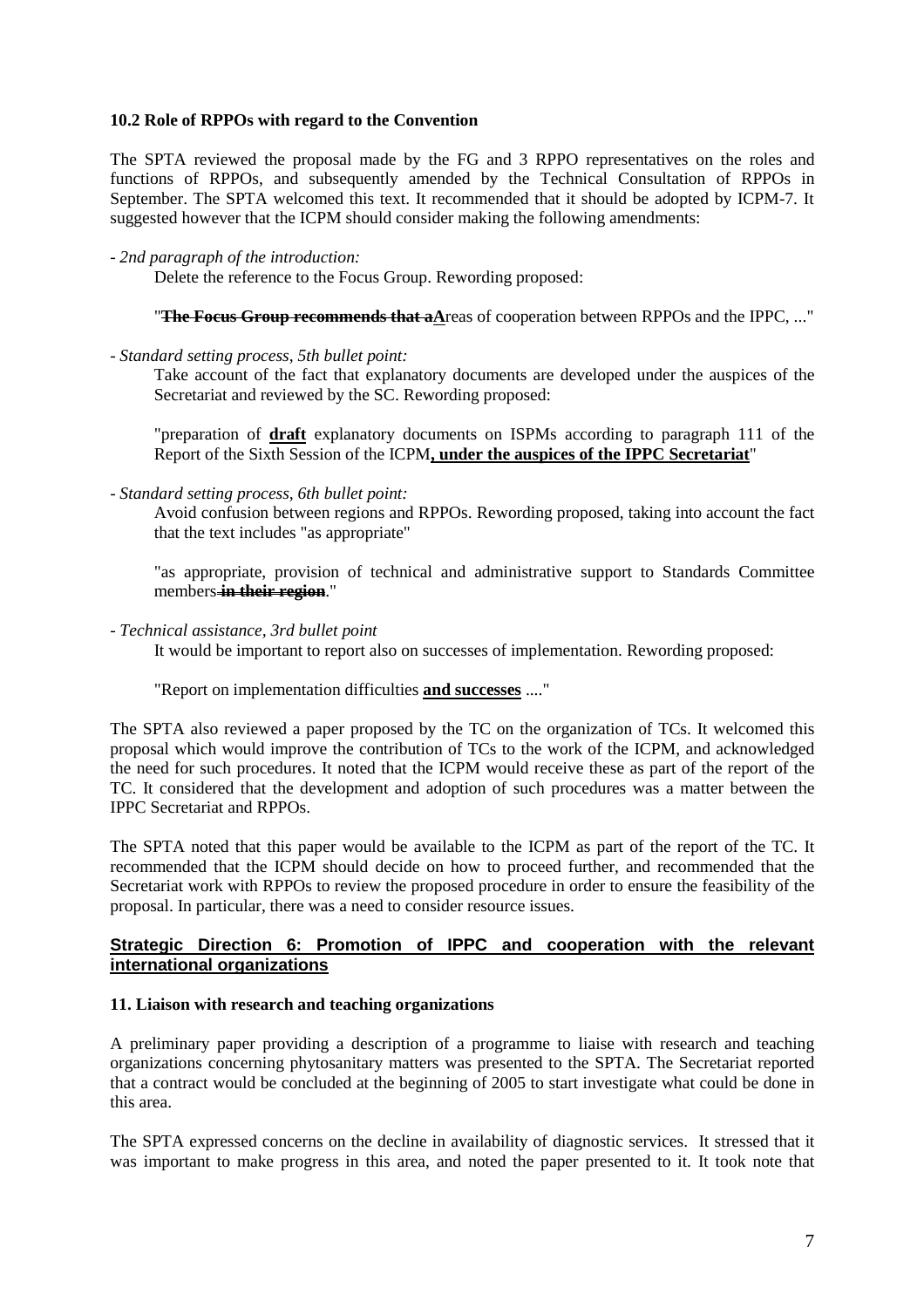**10.2 Role of RPPOs with regard to the Convention**

The SPTA reviewed the proposal made by the FG and 3 RPPO representatives on the roles and functions of RPPOs, and subsequently amended by the Technical Consultation of RPPOs in September. The SPTA welcomed this text. It recommended that it should be adopted by ICPM-7. It suggested however that the ICPM should consider making the following amendments:

- *2nd paragraph of the introduction:*

  Delete the reference to the Focus Group. Rewording proposed:

  "~~**The Focus Group recommends that a**~~**A**reas of cooperation between RPPOs and the IPPC, ..."

- *Standard setting process, 5th bullet point:*

  Take account of the fact that explanatory documents are developed under the auspices of the Secretariat and reviewed by the SC. Rewording proposed:

  "preparation of **draft** explanatory documents on ISPMs according to paragraph 111 of the Report of the Sixth Session of the ICPM**, under the auspices of the IPPC Secretariat**"

- *Standard setting process, 6th bullet point:*

  Avoid confusion between regions and RPPOs. Rewording proposed, taking into account the fact that the text includes "as appropriate"

  "as appropriate, provision of technical and administrative support to Standards Committee members ~~**in their region**~~."

- *Technical assistance, 3rd bullet point*

  It would be important to report also on successes of implementation. Rewording proposed:

  "Report on implementation difficulties **and successes** ...."

The SPTA also reviewed a paper proposed by the TC on the organization of TCs. It welcomed this proposal which would improve the contribution of TCs to the work of the ICPM, and acknowledged the need for such procedures. It noted that the ICPM would receive these as part of the report of the TC. It considered that the development and adoption of such procedures was a matter between the IPPC Secretariat and RPPOs.

The SPTA noted that this paper would be available to the ICPM as part of the report of the TC. It recommended that the ICPM should decide on how to proceed further, and recommended that the Secretariat work with RPPOs to review the proposed procedure in order to ensure the feasibility of the proposal. In particular, there was a need to consider resource issues.

## Strategic Direction 6: Promotion of IPPC and cooperation with the relevant international organizations

**11. Liaison with research and teaching organizations**

A preliminary paper providing a description of a programme to liaise with research and teaching organizations concerning phytosanitary matters was presented to the SPTA. The Secretariat reported that a contract would be concluded at the beginning of 2005 to start investigate what could be done in this area.

The SPTA expressed concerns on the decline in availability of diagnostic services. It stressed that it was important to make progress in this area, and noted the paper presented to it. It took note that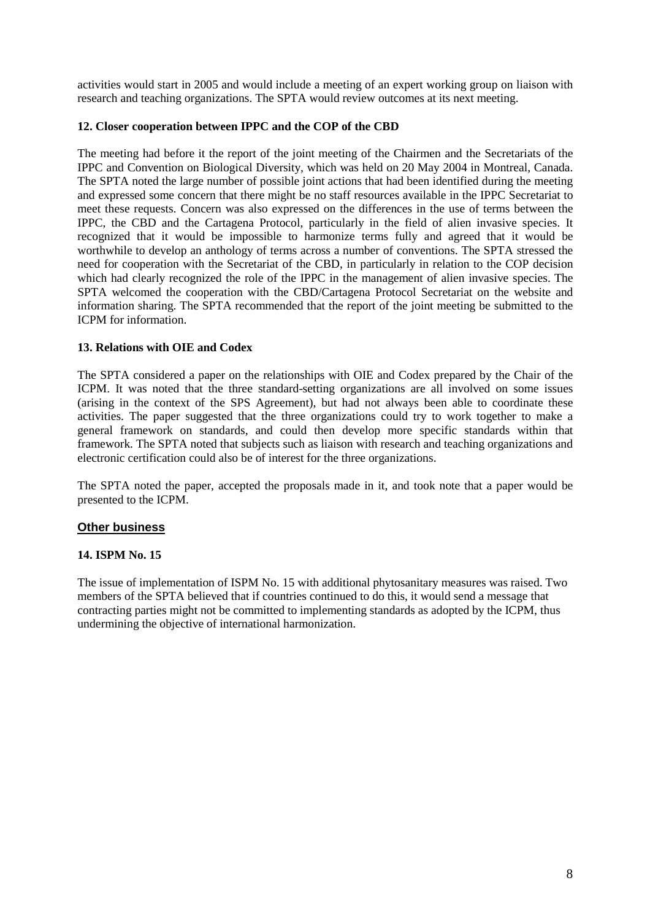activities would start in 2005 and would include a meeting of an expert working group on liaison with research and teaching organizations. The SPTA would review outcomes at its next meeting.

### 12. Closer cooperation between IPPC and the COP of the CBD

The meeting had before it the report of the joint meeting of the Chairmen and the Secretariats of the IPPC and Convention on Biological Diversity, which was held on 20 May 2004 in Montreal, Canada. The SPTA noted the large number of possible joint actions that had been identified during the meeting and expressed some concern that there might be no staff resources available in the IPPC Secretariat to meet these requests. Concern was also expressed on the differences in the use of terms between the IPPC, the CBD and the Cartagena Protocol, particularly in the field of alien invasive species. It recognized that it would be impossible to harmonize terms fully and agreed that it would be worthwhile to develop an anthology of terms across a number of conventions. The SPTA stressed the need for cooperation with the Secretariat of the CBD, in particularly in relation to the COP decision which had clearly recognized the role of the IPPC in the management of alien invasive species. The SPTA welcomed the cooperation with the CBD/Cartagena Protocol Secretariat on the website and information sharing. The SPTA recommended that the report of the joint meeting be submitted to the ICPM for information.

### 13. Relations with OIE and Codex

The SPTA considered a paper on the relationships with OIE and Codex prepared by the Chair of the ICPM. It was noted that the three standard-setting organizations are all involved on some issues (arising in the context of the SPS Agreement), but had not always been able to coordinate these activities. The paper suggested that the three organizations could try to work together to make a general framework on standards, and could then develop more specific standards within that framework. The SPTA noted that subjects such as liaison with research and teaching organizations and electronic certification could also be of interest for the three organizations.

The SPTA noted the paper, accepted the proposals made in it, and took note that a paper would be presented to the ICPM.

## Other business

### 14. ISPM No. 15

The issue of implementation of ISPM No. 15 with additional phytosanitary measures was raised. Two members of the SPTA believed that if countries continued to do this, it would send a message that contracting parties might not be committed to implementing standards as adopted by the ICPM, thus undermining the objective of international harmonization.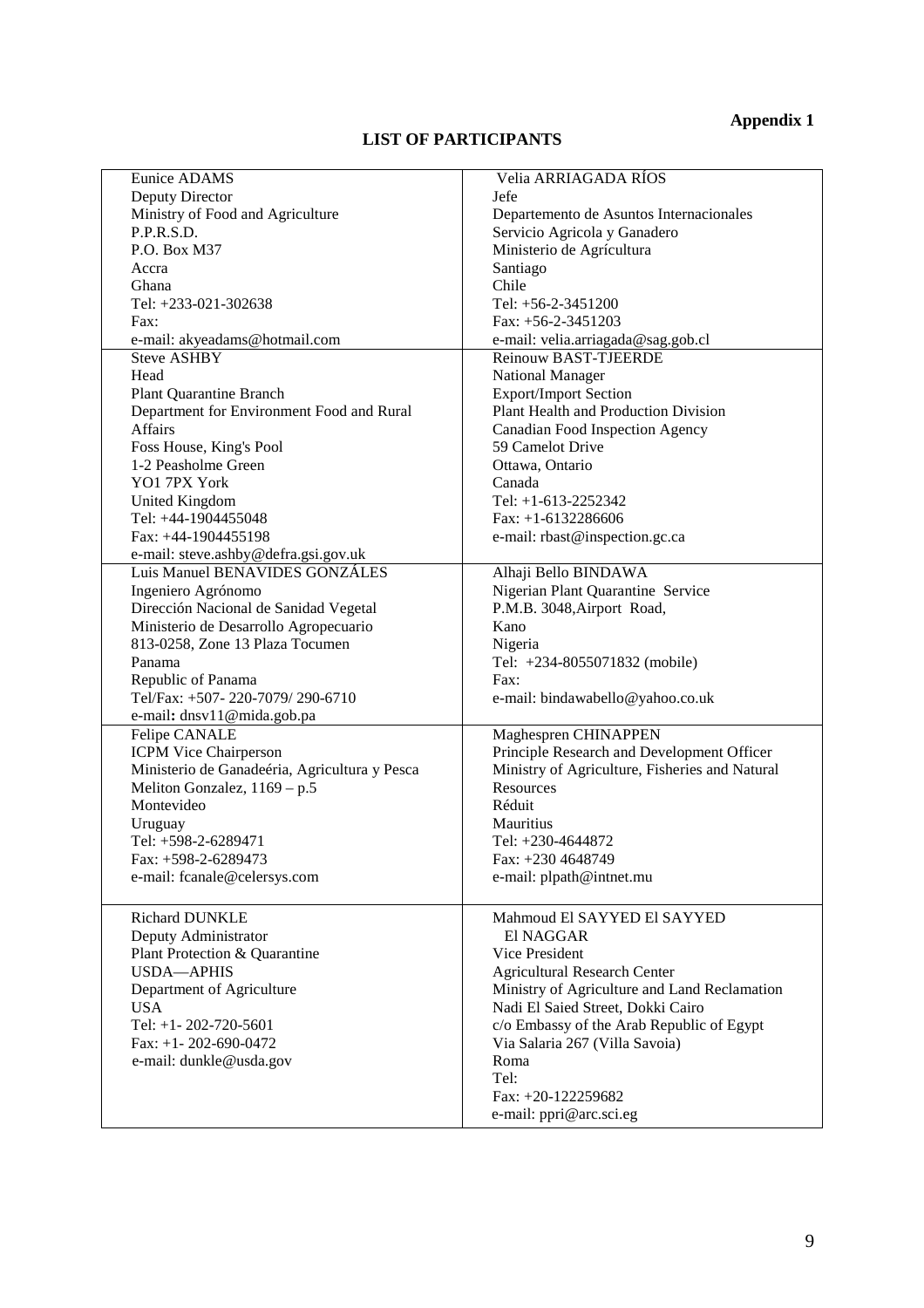**Appendix 1**

## LIST OF PARTICIPANTS

| | |
|---|---|
| Eunice ADAMS<br>Deputy Director<br>Ministry of Food and Agriculture<br>P.P.R.S.D.<br>P.O. Box M37<br>Accra<br>Ghana<br>Tel: +233-021-302638<br>Fax:<br>e-mail: akyeadams@hotmail.com | Velia ARRIAGADA RÍOS<br>Jefe<br>Departemento de Asuntos Internacionales<br>Servicio Agricola y Ganadero<br>Ministerio de Agrícultura<br>Santiago<br>Chile<br>Tel: +56-2-3451200<br>Fax: +56-2-3451203<br>e-mail: velia.arriagada@sag.gob.cl |
| Steve ASHBY<br>Head<br>Plant Quarantine Branch<br>Department for Environment Food and Rural Affairs<br>Foss House, King's Pool<br>1-2 Peasholme Green<br>YO1 7PX York<br>United Kingdom<br>Tel: +44-1904455048<br>Fax: +44-1904455198<br>e-mail: steve.ashby@defra.gsi.gov.uk | Reinouw BAST-TJEERDE<br>National Manager<br>Export/Import Section<br>Plant Health and Production Division<br>Canadian Food Inspection Agency<br>59 Camelot Drive<br>Ottawa, Ontario<br>Canada<br>Tel: +1-613-2252342<br>Fax: +1-6132286606<br>e-mail: rbast@inspection.gc.ca |
| Luis Manuel BENAVIDES GONZÁLES<br>Ingeniero Agrónomo<br>Dirección Nacional de Sanidad Vegetal<br>Ministerio de Desarrollo Agropecuario<br>813-0258, Zone 13 Plaza Tocumen<br>Panama<br>Republic of Panama<br>Tel/Fax: +507- 220-7079/ 290-6710<br>e-mail**:** dnsv11@mida.gob.pa | Alhaji Bello BINDAWA<br>Nigerian Plant Quarantine Service<br>P.M.B. 3048,Airport Road,<br>Kano<br>Nigeria<br>Tel: +234-8055071832 (mobile)<br>Fax:<br>e-mail: bindawabello@yahoo.co.uk |
| Felipe CANALE<br>ICPM Vice Chairperson<br>Ministerio de Ganadeéria, Agricultura y Pesca<br>Meliton Gonzalez, 1169 – p.5<br>Montevideo<br>Uruguay<br>Tel: +598-2-6289471<br>Fax: +598-2-6289473<br>e-mail: fcanale@celersys.com | Maghespren CHINAPPEN<br>Principle Research and Development Officer<br>Ministry of Agriculture, Fisheries and Natural Resources<br>Réduit<br>Mauritius<br>Tel: +230-4644872<br>Fax: +230 4648749<br>e-mail: plpath@intnet.mu |
| Richard DUNKLE<br>Deputy Administrator<br>Plant Protection & Quarantine<br>USDA—APHIS<br>Department of Agriculture<br>USA<br>Tel: +1- 202-720-5601<br>Fax: +1- 202-690-0472<br>e-mail: dunkle@usda.gov | Mahmoud El SAYYED El SAYYED El NAGGAR<br>Vice President<br>Agricultural Research Center<br>Ministry of Agriculture and Land Reclamation<br>Nadi El Saied Street, Dokki Cairo<br>c/o Embassy of the Arab Republic of Egypt<br>Via Salaria 267 (Villa Savoia)<br>Roma<br>Tel:<br>Fax: +20-122259682<br>e-mail: ppri@arc.sci.eg |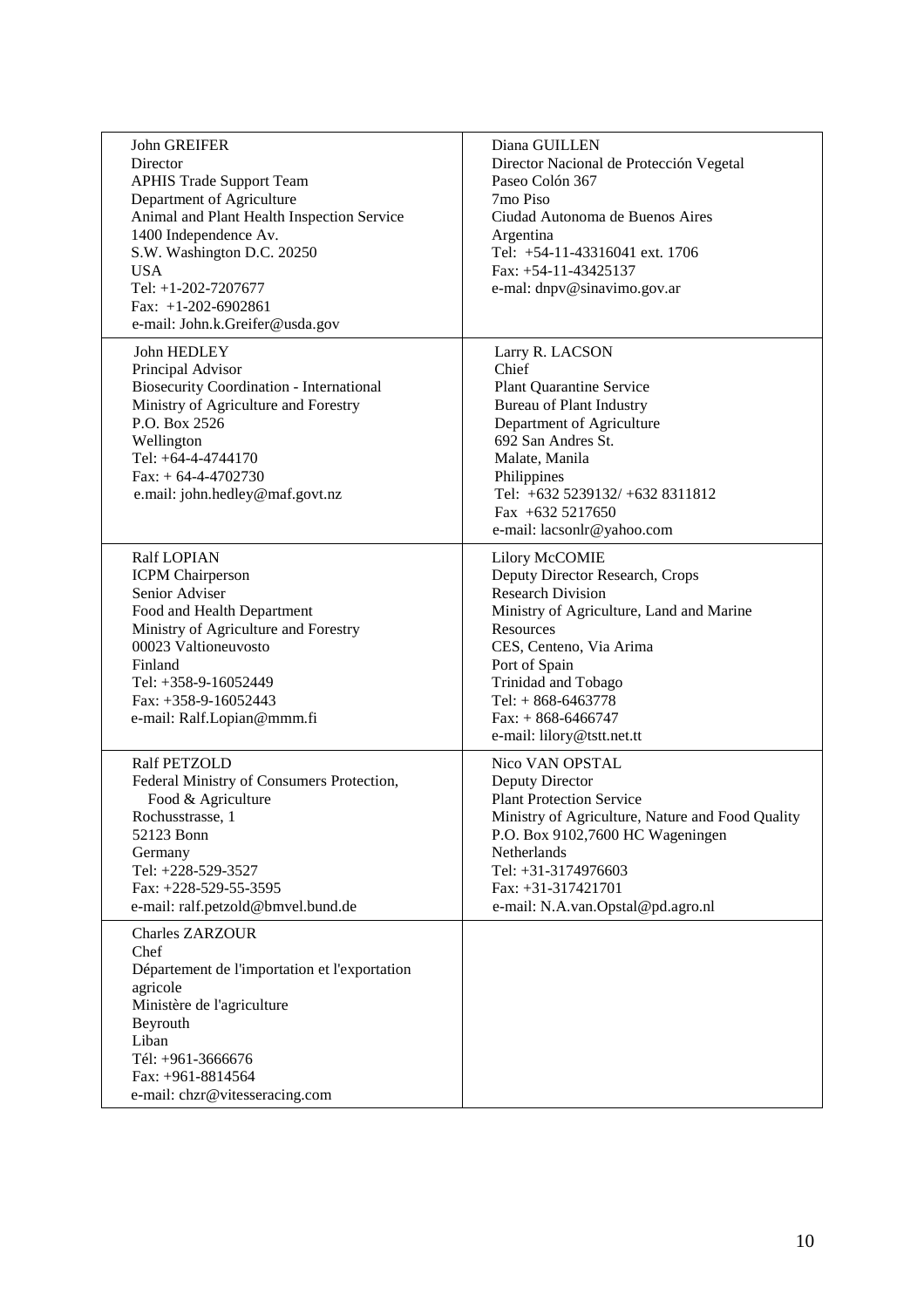| | |
|---|---|
| John GREIFER<br>Director<br>APHIS Trade Support Team<br>Department of Agriculture<br>Animal and Plant Health Inspection Service<br>1400 Independence Av.<br>S.W. Washington D.C. 20250<br>USA<br>Tel: +1-202-7207677<br>Fax: +1-202-6902861<br>e-mail: John.k.Greifer@usda.gov | Diana GUILLEN<br>Director Nacional de Protección Vegetal<br>Paseo Colón 367<br>7mo Piso<br>Ciudad Autonoma de Buenos Aires<br>Argentina<br>Tel: +54-11-43316041 ext. 1706<br>Fax: +54-11-43425137<br>e-mal: dnpv@sinavimo.gov.ar |
| John HEDLEY<br>Principal Advisor<br>Biosecurity Coordination - International<br>Ministry of Agriculture and Forestry<br>P.O. Box 2526<br>Wellington<br>Tel: +64-4-4744170<br>Fax: + 64-4-4702730<br>e.mail: john.hedley@maf.govt.nz | Larry R. LACSON<br>Chief<br>Plant Quarantine Service<br>Bureau of Plant Industry<br>Department of Agriculture<br>692 San Andres St.<br>Malate, Manila<br>Philippines<br>Tel: +632 5239132/ +632 8311812<br>Fax +632 5217650<br>e-mail: lacsonlr@yahoo.com |
| Ralf LOPIAN<br>ICPM Chairperson<br>Senior Adviser<br>Food and Health Department<br>Ministry of Agriculture and Forestry<br>00023 Valtioneuvosto<br>Finland<br>Tel: +358-9-16052449<br>Fax: +358-9-16052443<br>e-mail: Ralf.Lopian@mmm.fi | Lilory McCOMIE<br>Deputy Director Research, Crops<br>Research Division<br>Ministry of Agriculture, Land and Marine Resources<br>CES, Centeno, Via Arima<br>Port of Spain<br>Trinidad and Tobago<br>Tel: + 868-6463778<br>Fax: + 868-6466747<br>e-mail: lilory@tstt.net.tt |
| Ralf PETZOLD<br>Federal Ministry of Consumers Protection, Food & Agriculture<br>Rochusstrasse, 1<br>52123 Bonn<br>Germany<br>Tel: +228-529-3527<br>Fax: +228-529-55-3595<br>e-mail: ralf.petzold@bmvel.bund.de | Nico VAN OPSTAL<br>Deputy Director<br>Plant Protection Service<br>Ministry of Agriculture, Nature and Food Quality<br>P.O. Box 9102,7600 HC Wageningen<br>Netherlands<br>Tel: +31-3174976603<br>Fax: +31-317421701<br>e-mail: N.A.van.Opstal@pd.agro.nl |
| Charles ZARZOUR<br>Chef<br>Département de l'importation et l'exportation agricole<br>Ministère de l'agriculture<br>Beyrouth<br>Liban<br>Tél: +961-3666676<br>Fax: +961-8814564<br>e-mail: chzr@vitesseracing.com | |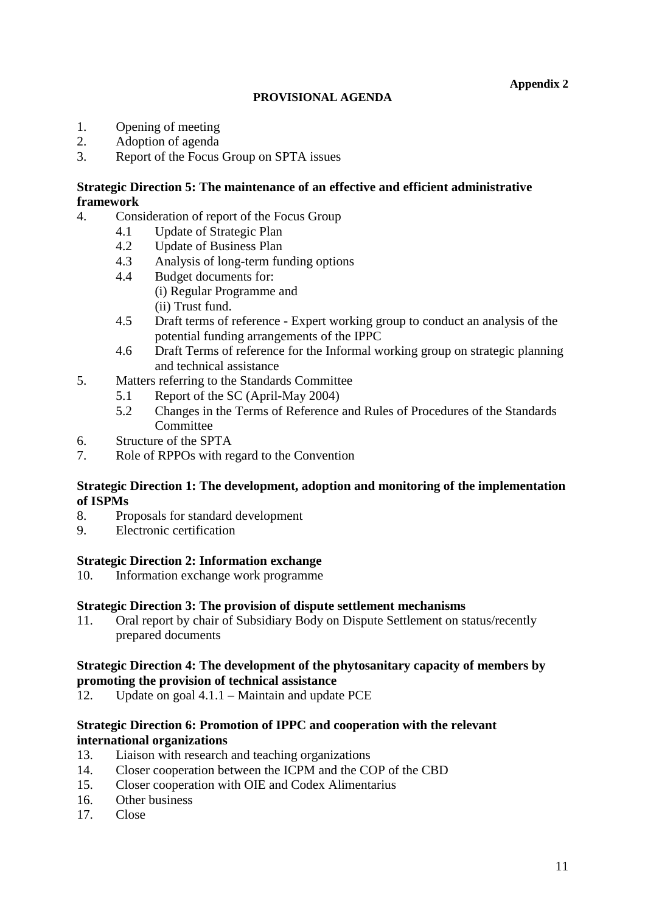**Appendix 2**

## PROVISIONAL AGENDA

1. Opening of meeting
2. Adoption of agenda
3. Report of the Focus Group on SPTA issues

**Strategic Direction 5: The maintenance of an effective and efficient administrative framework**

4. Consideration of report of the Focus Group
   - 4.1 Update of Strategic Plan
   - 4.2 Update of Business Plan
   - 4.3 Analysis of long-term funding options
   - 4.4 Budget documents for:
     (i) Regular Programme and
     (ii) Trust fund.
   - 4.5 Draft terms of reference - Expert working group to conduct an analysis of the potential funding arrangements of the IPPC
   - 4.6 Draft Terms of reference for the Informal working group on strategic planning and technical assistance
5. Matters referring to the Standards Committee
   - 5.1 Report of the SC (April-May 2004)
   - 5.2 Changes in the Terms of Reference and Rules of Procedures of the Standards Committee
6. Structure of the SPTA
7. Role of RPPOs with regard to the Convention

**Strategic Direction 1: The development, adoption and monitoring of the implementation of ISPMs**

8. Proposals for standard development
9. Electronic certification

**Strategic Direction 2: Information exchange**

10. Information exchange work programme

**Strategic Direction 3: The provision of dispute settlement mechanisms**

11. Oral report by chair of Subsidiary Body on Dispute Settlement on status/recently prepared documents

**Strategic Direction 4: The development of the phytosanitary capacity of members by promoting the provision of technical assistance**

12. Update on goal 4.1.1 – Maintain and update PCE

**Strategic Direction 6: Promotion of IPPC and cooperation with the relevant international organizations**

13. Liaison with research and teaching organizations
14. Closer cooperation between the ICPM and the COP of the CBD
15. Closer cooperation with OIE and Codex Alimentarius
16. Other business
17. Close